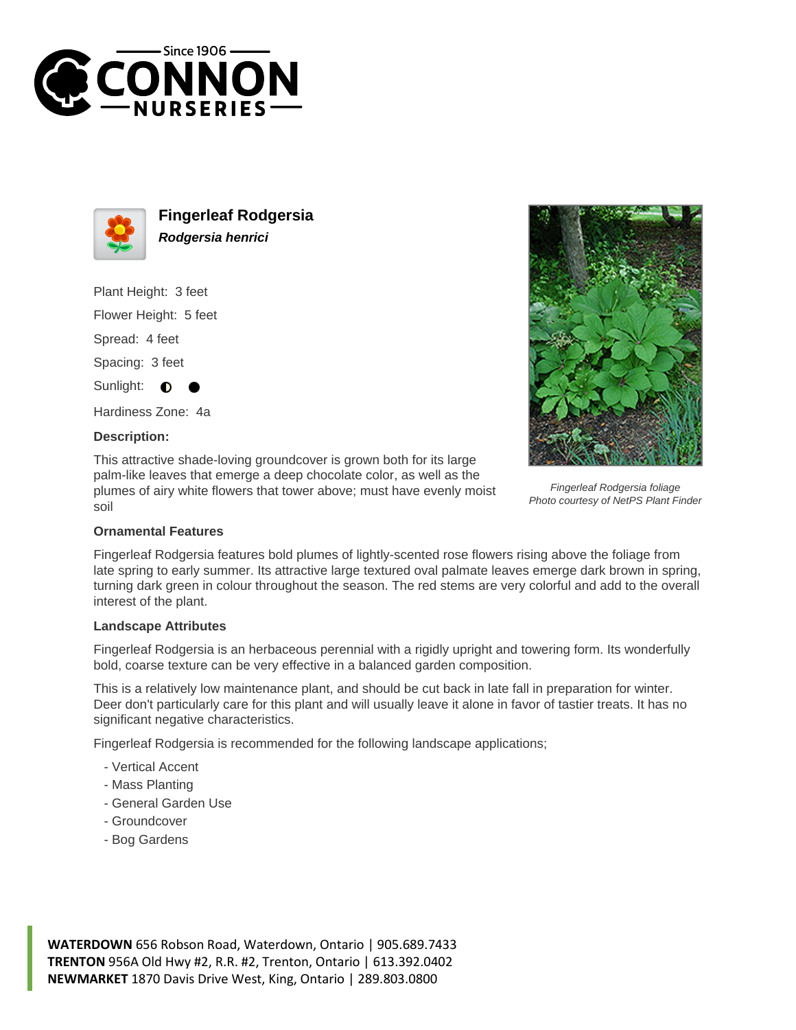# Fingerleaf Rodgersia

***Rodgersia henrici***

Plant Height: 3 feet

Flower Height: 5 feet

Spread: 4 feet

Spacing: 3 feet

Sunlight: ◐ ●

Hardiness Zone: 4a

**Description:**

This attractive shade-loving groundcover is grown both for its large palm-like leaves that emerge a deep chocolate color, as well as the plumes of airy white flowers that tower above; must have evenly moist soil

*Fingerleaf Rodgersia foliage*
*Photo courtesy of NetPS Plant Finder*

### Ornamental Features

Fingerleaf Rodgersia features bold plumes of lightly-scented rose flowers rising above the foliage from late spring to early summer. Its attractive large textured oval palmate leaves emerge dark brown in spring, turning dark green in colour throughout the season. The red stems are very colorful and add to the overall interest of the plant.

### Landscape Attributes

Fingerleaf Rodgersia is an herbaceous perennial with a rigidly upright and towering form. Its wonderfully bold, coarse texture can be very effective in a balanced garden composition.

This is a relatively low maintenance plant, and should be cut back in late fall in preparation for winter. Deer don't particularly care for this plant and will usually leave it alone in favor of tastier treats. It has no significant negative characteristics.

Fingerleaf Rodgersia is recommended for the following landscape applications;

- Vertical Accent
- Mass Planting
- General Garden Use
- Groundcover
- Bog Gardens

**WATERDOWN** 656 Robson Road, Waterdown, Ontario | 905.689.7433
**TRENTON** 956A Old Hwy #2, R.R. #2, Trenton, Ontario | 613.392.0402
**NEWMARKET** 1870 Davis Drive West, King, Ontario | 289.803.0800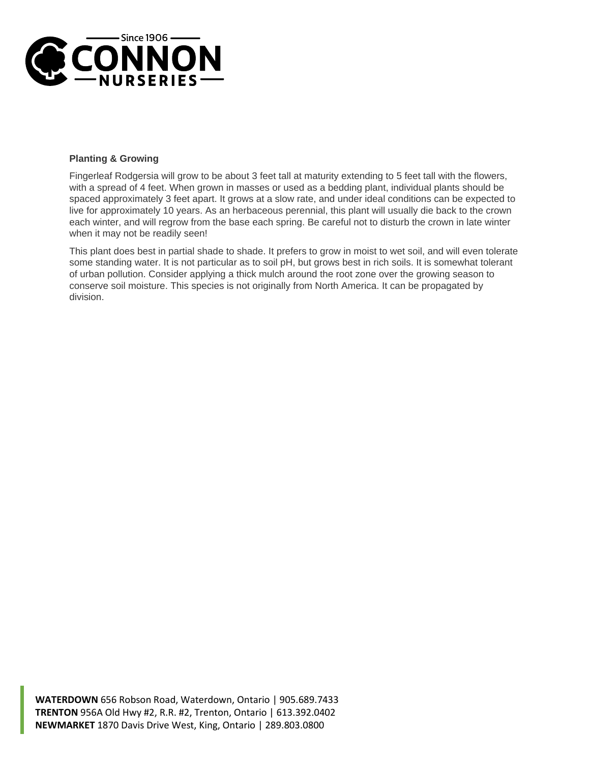### Planting & Growing

Fingerleaf Rodgersia will grow to be about 3 feet tall at maturity extending to 5 feet tall with the flowers, with a spread of 4 feet. When grown in masses or used as a bedding plant, individual plants should be spaced approximately 3 feet apart. It grows at a slow rate, and under ideal conditions can be expected to live for approximately 10 years. As an herbaceous perennial, this plant will usually die back to the crown each winter, and will regrow from the base each spring. Be careful not to disturb the crown in late winter when it may not be readily seen!

This plant does best in partial shade to shade. It prefers to grow in moist to wet soil, and will even tolerate some standing water. It is not particular as to soil pH, but grows best in rich soils. It is somewhat tolerant of urban pollution. Consider applying a thick mulch around the root zone over the growing season to conserve soil moisture. This species is not originally from North America. It can be propagated by division.